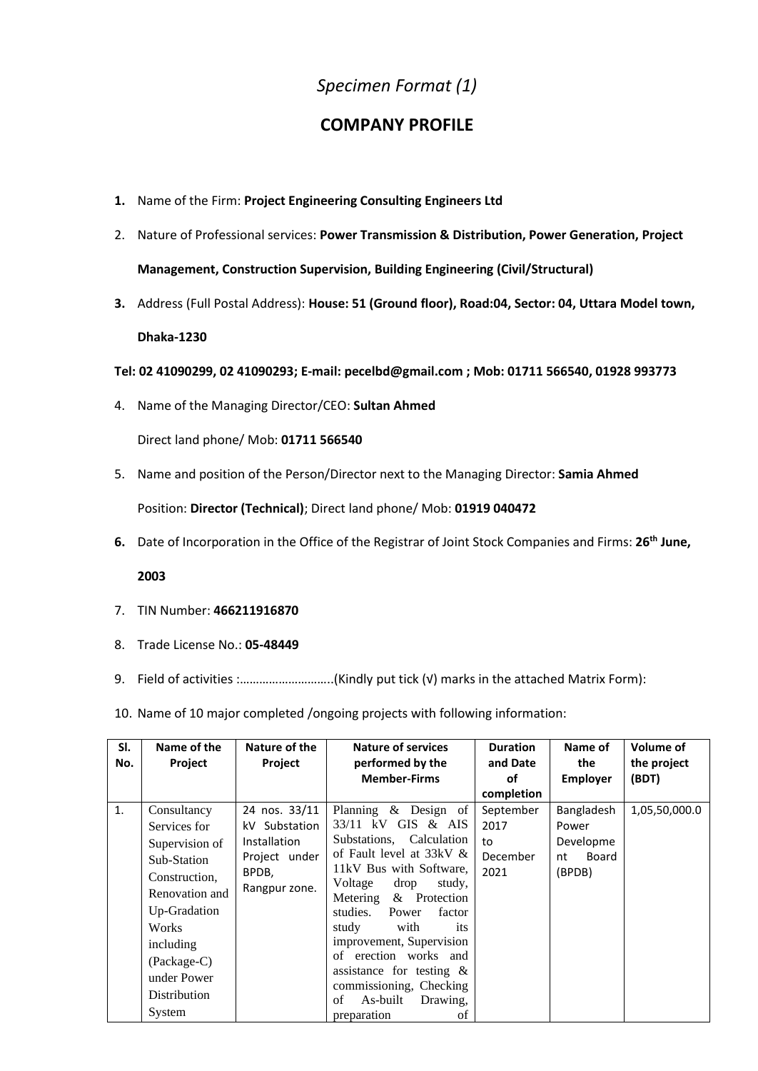*Specimen Format (1)*

## COMPANY PROFILE

1. Name of the Firm: **Project Engineering Consulting Engineers Ltd**
2. Nature of Professional services: **Power Transmission & Distribution, Power Generation, Project Management, Construction Supervision, Building Engineering (Civil/Structural)**
3. Address (Full Postal Address): **House: 51 (Ground floor), Road:04, Sector: 04, Uttara Model town, Dhaka-1230**

**Tel: 02 41090299, 02 41090293; E-mail: pecelbd@gmail.com ; Mob: 01711 566540, 01928 993773**

4. Name of the Managing Director/CEO: **Sultan Ahmed**

   Direct land phone/ Mob: **01711 566540**

5. Name and position of the Person/Director next to the Managing Director: **Samia Ahmed**

   Position: **Director (Technical)**; Direct land phone/ Mob: **01919 040472**

6. Date of Incorporation in the Office of the Registrar of Joint Stock Companies and Firms: **26th June, 2003**
7. TIN Number: **466211916870**
8. Trade License No.: **05-48449**
9. Field of activities :………………………..(Kindly put tick (√) marks in the attached Matrix Form):
10. Name of 10 major completed /ongoing projects with following information:

| Sl. No. | Name of the Project | Nature of the Project | Nature of services performed by the Member-Firms | Duration and Date of completion | Name of the Employer | Volume of the project (BDT) |
|---|---|---|---|---|---|---|
| 1. | Consultancy Services for Supervision of Sub-Station Construction, Renovation and Up-Gradation Works including (Package-C) under Power Distribution System | 24 nos. 33/11 kV Substation Installation Project under BPDB, Rangpur zone. | Planning & Design of 33/11 kV GIS & AIS Substations, Calculation of Fault level at 33kV & 11kV Bus with Software, Voltage drop study, Metering & Protection studies. Power factor study with its improvement, Supervision of erection works and assistance for testing & commissioning, Checking of As-built Drawing, preparation of | September 2017 to December 2021 | Bangladesh Power Development Board (BPDB) | 1,05,50,000.0 |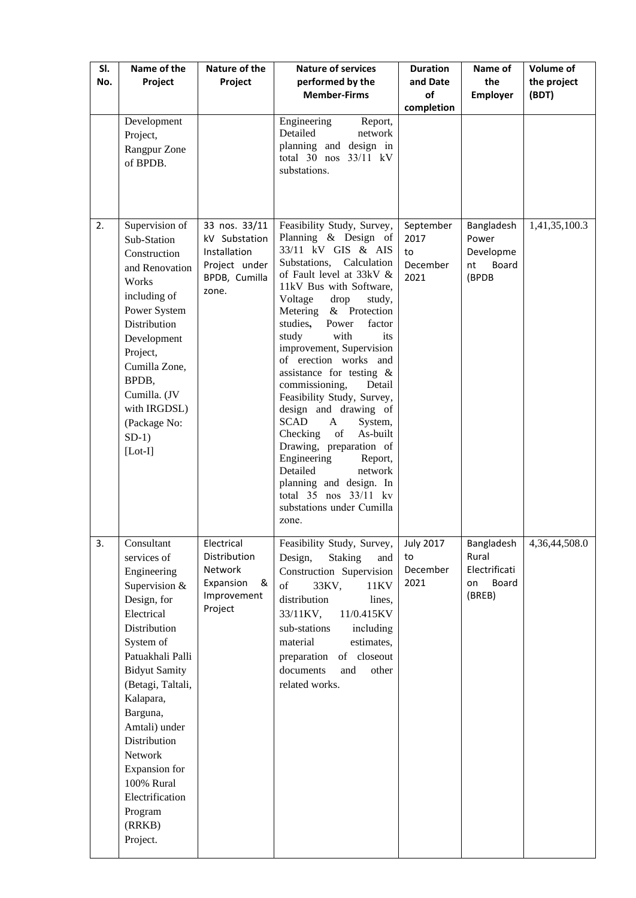| Sl. No. | Name of the Project | Nature of the Project | Nature of services performed by the Member-Firms | Duration and Date of completion | Name of the Employer | Volume of the project (BDT) |
|---|---|---|---|---|---|---|
| | Development Project, Rangpur Zone of BPDB. | | Engineering Report, Detailed network planning and design in total 30 nos 33/11 kV substations. | | | |
| 2. | Supervision of Sub-Station Construction and Renovation Works including of Power System Distribution Development Project, Cumilla Zone, BPDB, Cumilla. (JV with IRGDSL) (Package No: SD-1) [Lot-I] | 33 nos. 33/11 kV Substation Installation Project under BPDB, Cumilla zone. | Feasibility Study, Survey, Planning & Design of 33/11 kV GIS & AIS Substations, Calculation of Fault level at 33kV & 11kV Bus with Software, Voltage drop study, Metering & Protection studies, Power factor study with its improvement, Supervision of erection works and assistance for testing & commissioning, Detail Feasibility Study, Survey, design and drawing of SCAD A System, Checking of As-built Drawing, preparation of Engineering Report, Detailed network planning and design. In total 35 nos 33/11 kv substations under Cumilla zone. | September 2017 to December 2021 | Bangladesh Power Development Board (BPDB | 1,41,35,100.3 |
| 3. | Consultant services of Engineering Supervision & Design, for Electrical Distribution System of Patuakhali Palli Bidyut Samity (Betagi, Taltali, Kalapara, Barguna, Amtali) under Distribution Network Expansion for 100% Rural Electrification Program (RRKB) Project. | Electrical Distribution Network Expansion & Improvement Project | Feasibility Study, Survey, Design, Staking and Construction Supervision of 33KV, 11KV distribution lines, 33/11KV, 11/0.415KV sub-stations including material estimates, preparation of closeout documents and other related works. | July 2017 to December 2021 | Bangladesh Rural Electrification Board (BREB) | 4,36,44,508.0 |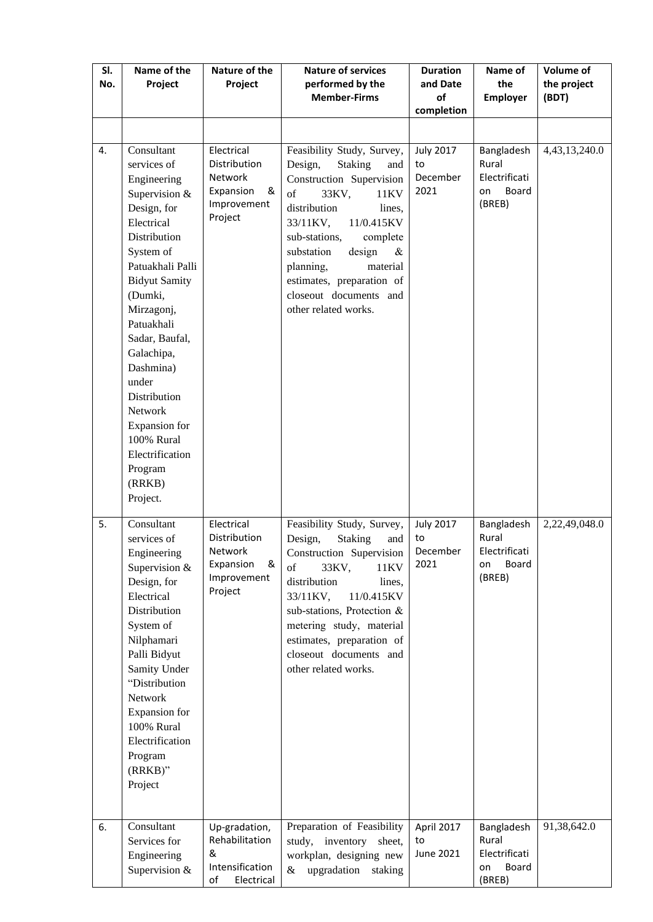| Sl. No. | Name of the Project | Nature of the Project | Nature of services performed by the Member-Firms | Duration and Date of completion | Name of the Employer | Volume of the project (BDT) |
|---|---|---|---|---|---|---|
| | | | | | | |
| 4. | Consultant services of Engineering Supervision & Design, for Electrical Distribution System of Patuakhali Palli Bidyut Samity (Dumki, Mirzagonj, Patuakhali Sadar, Baufal, Galachipa, Dashmina) under Distribution Network Expansion for 100% Rural Electrification Program (RRKB) Project. | Electrical Distribution Network Expansion & Improvement Project | Feasibility Study, Survey, Design, Staking and Construction Supervision of 33KV, 11KV distribution lines, 33/11KV, 11/0.415KV sub-stations, complete substation design & planning, material estimates, preparation of closeout documents and other related works. | July 2017 to December 2021 | Bangladesh Rural Electrification Board (BREB) | 4,43,13,240.0 |
| 5. | Consultant services of Engineering Supervision & Design, for Electrical Distribution System of Nilphamari Palli Bidyut Samity Under "Distribution Network Expansion for 100% Rural Electrification Program (RRKB)" Project | Electrical Distribution Network Expansion & Improvement Project | Feasibility Study, Survey, Design, Staking and Construction Supervision of 33KV, 11KV distribution lines, 33/11KV, 11/0.415KV sub-stations, Protection & metering study, material estimates, preparation of closeout documents and other related works. | July 2017 to December 2021 | Bangladesh Rural Electrification Board (BREB) | 2,22,49,048.0 |
| 6. | Consultant Services for Engineering Supervision & | Up-gradation, Rehabilitation & Intensification of Electrical | Preparation of Feasibility study, inventory sheet, workplan, designing new & upgradation staking | April 2017 to June 2021 | Bangladesh Rural Electrification Board (BREB) | 91,38,642.0 |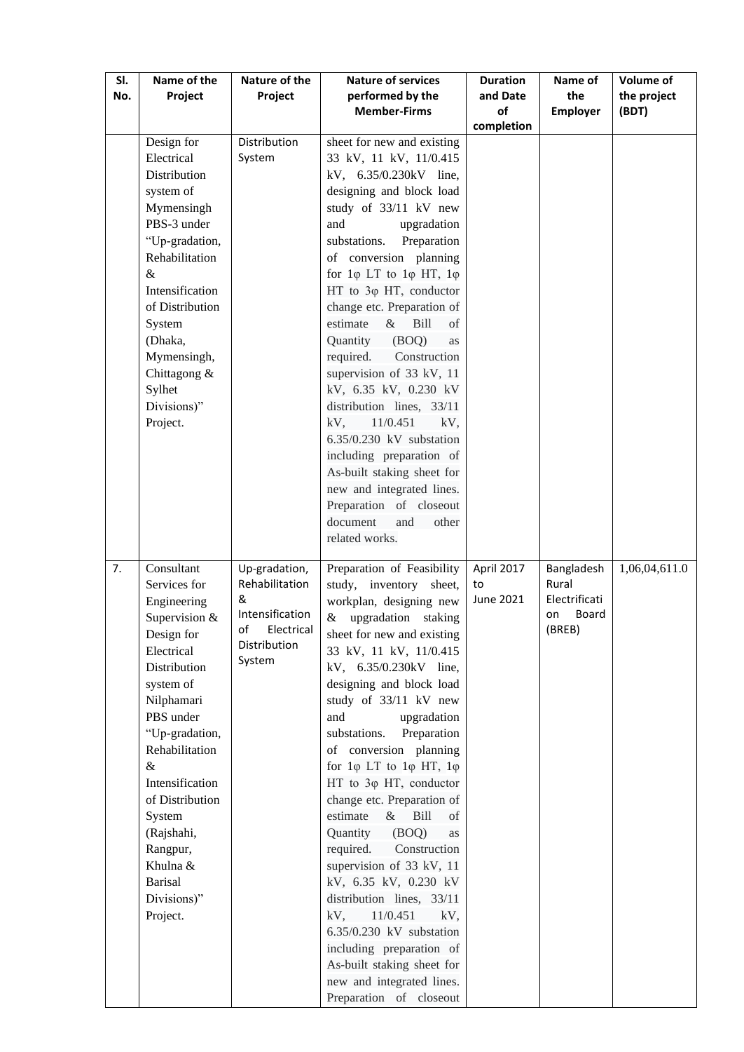| Sl. No. | Name of the Project | Nature of the Project | Nature of services performed by the Member-Firms | Duration and Date of completion | Name of the Employer | Volume of the project (BDT) |
|---|---|---|---|---|---|---|
| | Design for Electrical Distribution system of Mymensingh PBS-3 under "Up-gradation, Rehabilitation & Intensification of Distribution System (Dhaka, Mymensingh, Chittagong & Sylhet Divisions)" Project. | Distribution System | sheet for new and existing 33 kV, 11 kV, 11/0.415 kV, 6.35/0.230kV line, designing and block load study of 33/11 kV new and upgradation substations. Preparation of conversion planning for 1φ LT to 1φ HT, 1φ HT to 3φ HT, conductor change etc. Preparation of estimate & Bill of Quantity (BOQ) as required. Construction supervision of 33 kV, 11 kV, 6.35 kV, 0.230 kV distribution lines, 33/11 kV, 11/0.451 kV, 6.35/0.230 kV substation including preparation of As-built staking sheet for new and integrated lines. Preparation of closeout document and other related works. | | | |
| 7. | Consultant Services for Engineering Supervision & Design for Electrical Distribution system of Nilphamari PBS under "Up-gradation, Rehabilitation & Intensification of Distribution System (Rajshahi, Rangpur, Khulna & Barisal Divisions)" Project. | Up-gradation, Rehabilitation & Intensification of Electrical Distribution System | Preparation of Feasibility study, inventory sheet, workplan, designing new & upgradation staking sheet for new and existing 33 kV, 11 kV, 11/0.415 kV, 6.35/0.230kV line, designing and block load study of 33/11 kV new and upgradation substations. Preparation of conversion planning for 1φ LT to 1φ HT, 1φ HT to 3φ HT, conductor change etc. Preparation of estimate & Bill of Quantity (BOQ) as required. Construction supervision of 33 kV, 11 kV, 6.35 kV, 0.230 kV distribution lines, 33/11 kV, 11/0.451 kV, 6.35/0.230 kV substation including preparation of As-built staking sheet for new and integrated lines. Preparation of closeout | April 2017 to June 2021 | Bangladesh Rural Electrification Board (BREB) | 1,06,04,611.0 |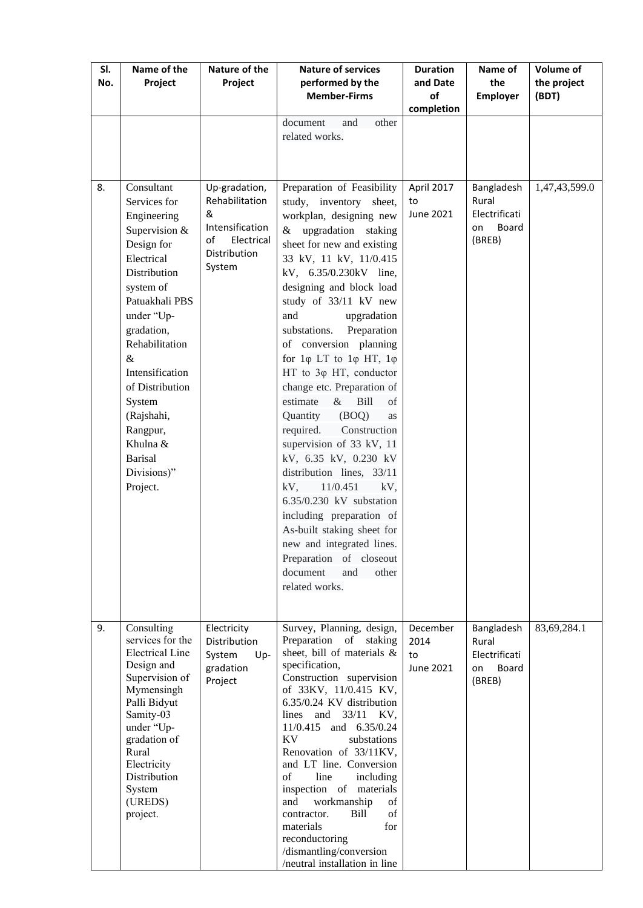| Sl. No. | Name of the Project | Nature of the Project | Nature of services performed by the Member-Firms | Duration and Date of completion | Name of the Employer | Volume of the project (BDT) |
|---|---|---|---|---|---|---|
| | | | document and other related works. | | | |
| 8. | Consultant Services for Engineering Supervision & Design for Electrical Distribution system of Patuakhali PBS under "Up-gradation, Rehabilitation & Intensification of Distribution System (Rajshahi, Rangpur, Khulna & Barisal Divisions)" Project. | Up-gradation, Rehabilitation & Intensification of Electrical Distribution System | Preparation of Feasibility study, inventory sheet, workplan, designing new & upgradation staking sheet for new and existing 33 kV, 11 kV, 11/0.415 kV, 6.35/0.230kV line, designing and block load study of 33/11 kV new and upgradation substations. Preparation of conversion planning for 1φ LT to 1φ HT, 1φ HT to 3φ HT, conductor change etc. Preparation of estimate & Bill of Quantity (BOQ) as required. Construction supervision of 33 kV, 11 kV, 6.35 kV, 0.230 kV distribution lines, 33/11 kV, 11/0.451 kV, 6.35/0.230 kV substation including preparation of As-built staking sheet for new and integrated lines. Preparation of closeout document and other related works. | April 2017 to June 2021 | Bangladesh Rural Electrification Board (BREB) | 1,47,43,599.0 |
| 9. | Consulting services for the Electrical Line Design and Supervision of Mymensingh Palli Bidyut Samity-03 under "Up-gradation of Rural Electricity Distribution System (UREDS) project. | Electricity Distribution System Up-gradation Project | Survey, Planning, design, Preparation of staking sheet, bill of materials & specification, Construction supervision of 33KV, 11/0.415 KV, 6.35/0.24 KV distribution lines and 33/11 KV, 11/0.415 and 6.35/0.24 KV substations Renovation of 33/11KV, and LT line. Conversion of line including inspection of materials and workmanship of contractor. Bill of materials for reconductoring /dismantling/conversion /neutral installation in line | December 2014 to June 2021 | Bangladesh Rural Electrification Board (BREB) | 83,69,284.1 |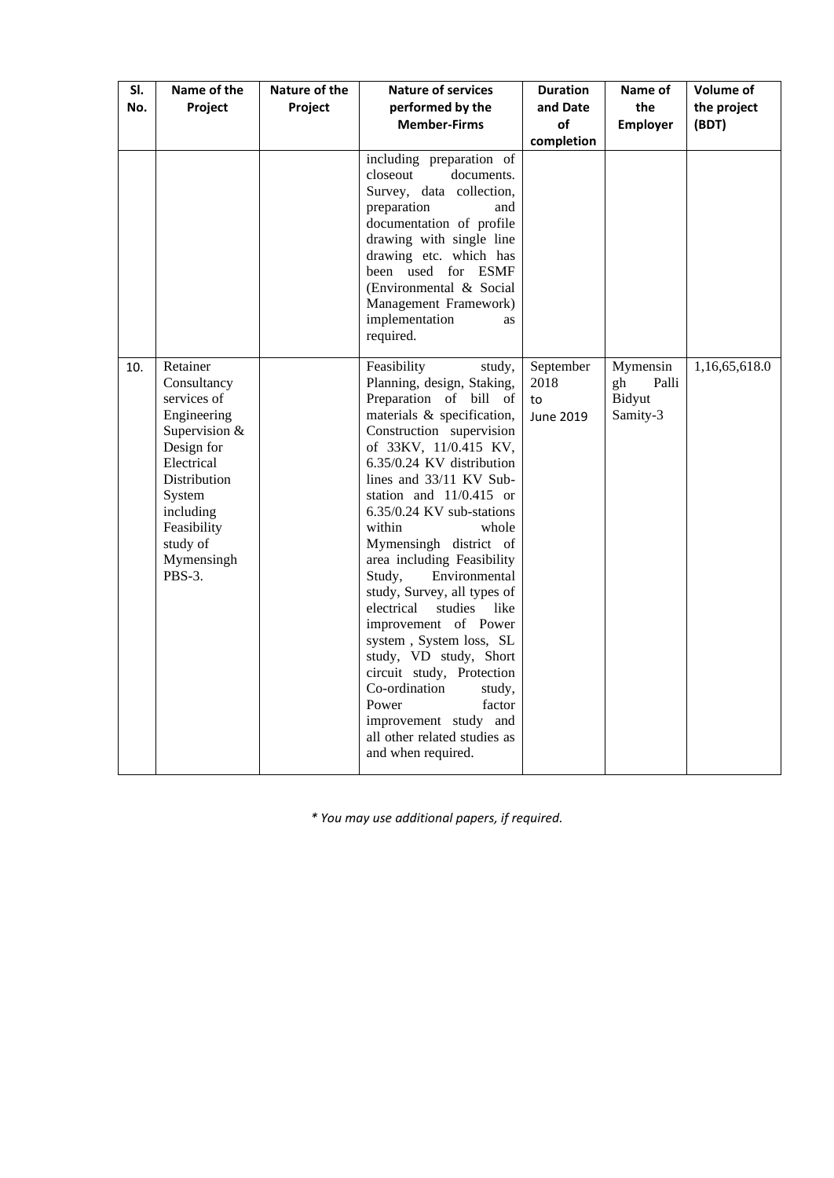| Sl. No. | Name of the Project | Nature of the Project | Nature of services performed by the Member-Firms | Duration and Date of completion | Name of the Employer | Volume of the project (BDT) |
|---|---|---|---|---|---|---|
| | | | including preparation of closeout documents. Survey, data collection, preparation and documentation of profile drawing with single line drawing etc. which has been used for ESMF (Environmental & Social Management Framework) implementation as required. | | | |
| 10. | Retainer Consultancy services of Engineering Supervision & Design for Electrical Distribution System including Feasibility study of Mymensingh PBS-3. | | Feasibility study, Planning, design, Staking, Preparation of bill of materials & specification, Construction supervision of 33KV, 11/0.415 KV, 6.35/0.24 KV distribution lines and 33/11 KV Sub-station and 11/0.415 or 6.35/0.24 KV sub-stations within whole Mymensingh district of area including Feasibility Study, Environmental study, Survey, all types of electrical studies like improvement of Power system , System loss, SL study, VD study, Short circuit study, Protection Co-ordination study, Power factor improvement study and all other related studies as and when required. | September 2018 to June 2019 | Mymensingh Palli Bidyut Samity-3 | 1,16,65,618.0 |

*\* You may use additional papers, if required.*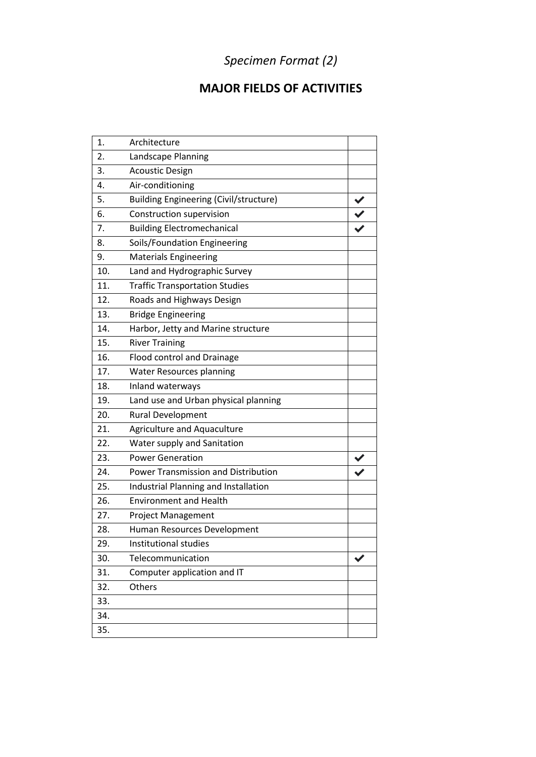*Specimen Format (2)*

## MAJOR FIELDS OF ACTIVITIES

| | | |
|---|---|---|
| 1. | Architecture | |
| 2. | Landscape Planning | |
| 3. | Acoustic Design | |
| 4. | Air-conditioning | |
| 5. | Building Engineering (Civil/structure) | ✔ |
| 6. | Construction supervision | ✔ |
| 7. | Building Electromechanical | ✔ |
| 8. | Soils/Foundation Engineering | |
| 9. | Materials Engineering | |
| 10. | Land and Hydrographic Survey | |
| 11. | Traffic Transportation Studies | |
| 12. | Roads and Highways Design | |
| 13. | Bridge Engineering | |
| 14. | Harbor, Jetty and Marine structure | |
| 15. | River Training | |
| 16. | Flood control and Drainage | |
| 17. | Water Resources planning | |
| 18. | Inland waterways | |
| 19. | Land use and Urban physical planning | |
| 20. | Rural Development | |
| 21. | Agriculture and Aquaculture | |
| 22. | Water supply and Sanitation | |
| 23. | Power Generation | ✔ |
| 24. | Power Transmission and Distribution | ✔ |
| 25. | Industrial Planning and Installation | |
| 26. | Environment and Health | |
| 27. | Project Management | |
| 28. | Human Resources Development | |
| 29. | Institutional studies | |
| 30. | Telecommunication | ✔ |
| 31. | Computer application and IT | |
| 32. | Others | |
| 33. | | |
| 34. | | |
| 35. | | |